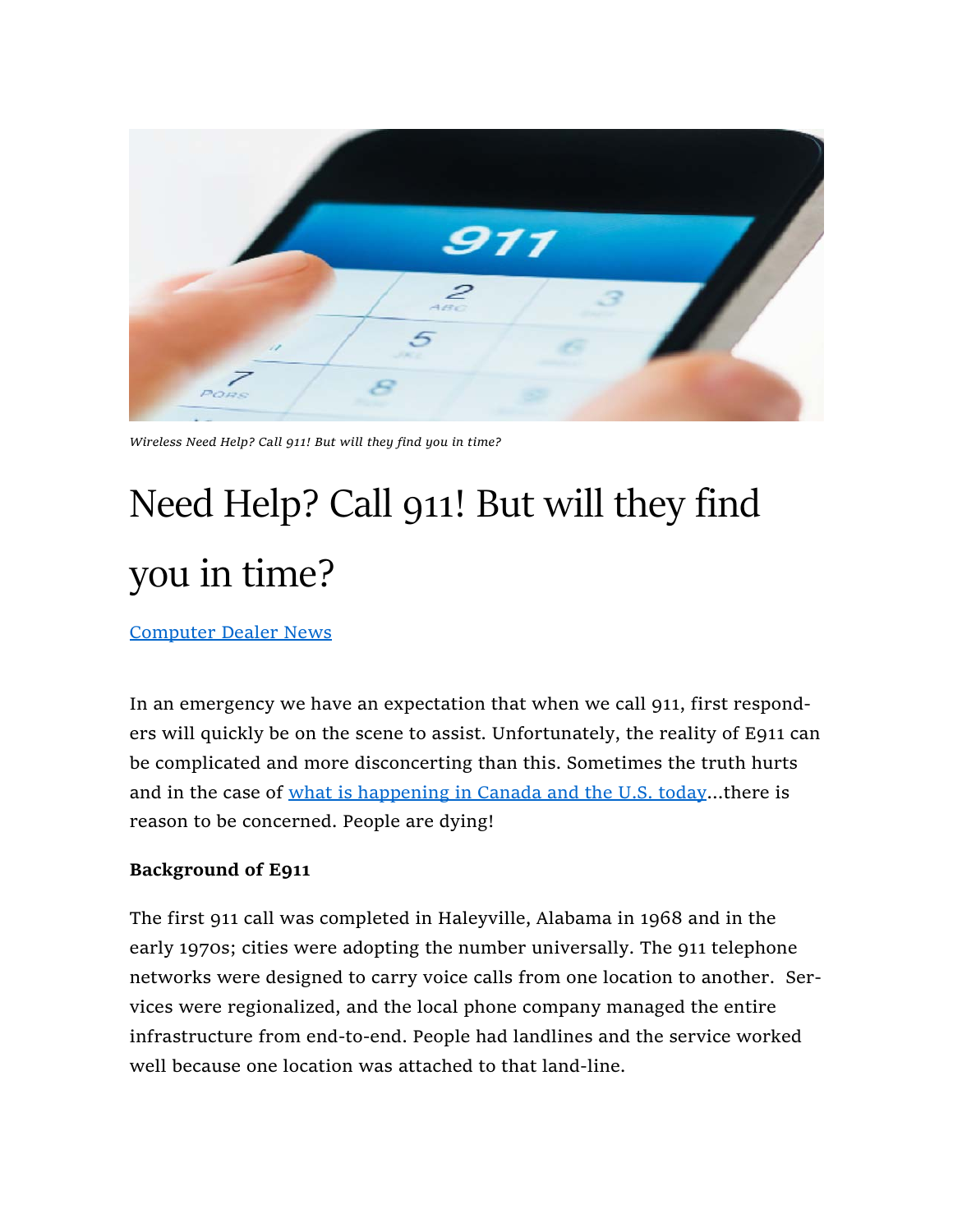*Wireless Need Help? Call 911! But will they find you in time?*

# Need Help? Call 911! But will they find you in time?

[Computer Dealer News]

In an emergency we have an expectation that when we call 911, first responders will quickly be on the scene to assist. Unfortunately, the reality of E911 can be complicated and more disconcerting than this. Sometimes the truth hurts and in the case of [what is happening in Canada and the U.S. today]...there is reason to be concerned. People are dying!

**Background of E911**

The first 911 call was completed in Haleyville, Alabama in 1968 and in the early 1970s; cities were adopting the number universally. The 911 telephone networks were designed to carry voice calls from one location to another. Services were regionalized, and the local phone company managed the entire infrastructure from end-to-end. People had landlines and the service worked well because one location was attached to that land-line.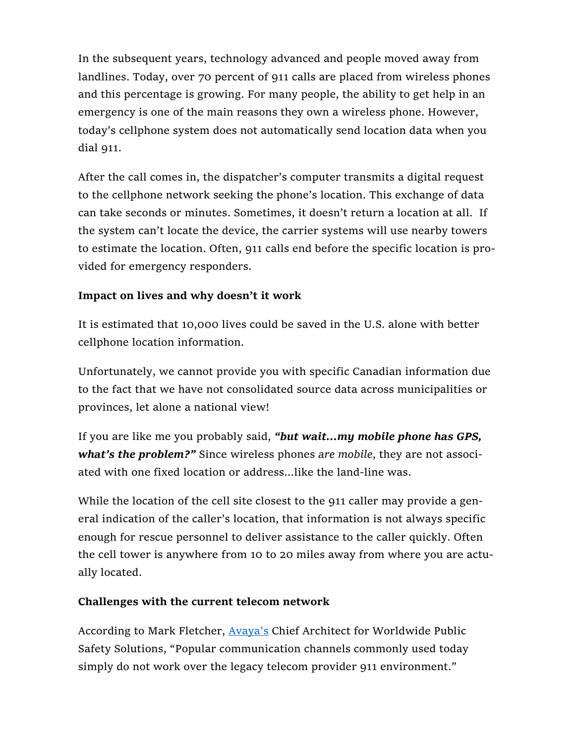In the subsequent years, technology advanced and people moved away from landlines. Today, over 70 percent of 911 calls are placed from wireless phones and this percentage is growing. For many people, the ability to get help in an emergency is one of the main reasons they own a wireless phone. However, today's cellphone system does not automatically send location data when you dial 911.

After the call comes in, the dispatcher's computer transmits a digital request to the cellphone network seeking the phone's location. This exchange of data can take seconds or minutes. Sometimes, it doesn't return a location at all. If the system can't locate the device, the carrier systems will use nearby towers to estimate the location. Often, 911 calls end before the specific location is provided for emergency responders.

**Impact on lives and why doesn't it work**

It is estimated that 10,000 lives could be saved in the U.S. alone with better cellphone location information.

Unfortunately, we cannot provide you with specific Canadian information due to the fact that we have not consolidated source data across municipalities or provinces, let alone a national view!

If you are like me you probably said, ***"but wait...my mobile phone has GPS, what's the problem?"*** Since wireless phones *are mobile*, they are not associated with one fixed location or address...like the land-line was.

While the location of the cell site closest to the 911 caller may provide a general indication of the caller's location, that information is not always specific enough for rescue personnel to deliver assistance to the caller quickly. Often the cell tower is anywhere from 10 to 20 miles away from where you are actually located.

**Challenges with the current telecom network**

According to Mark Fletcher, Avaya's Chief Architect for Worldwide Public Safety Solutions, "Popular communication channels commonly used today simply do not work over the legacy telecom provider 911 environment."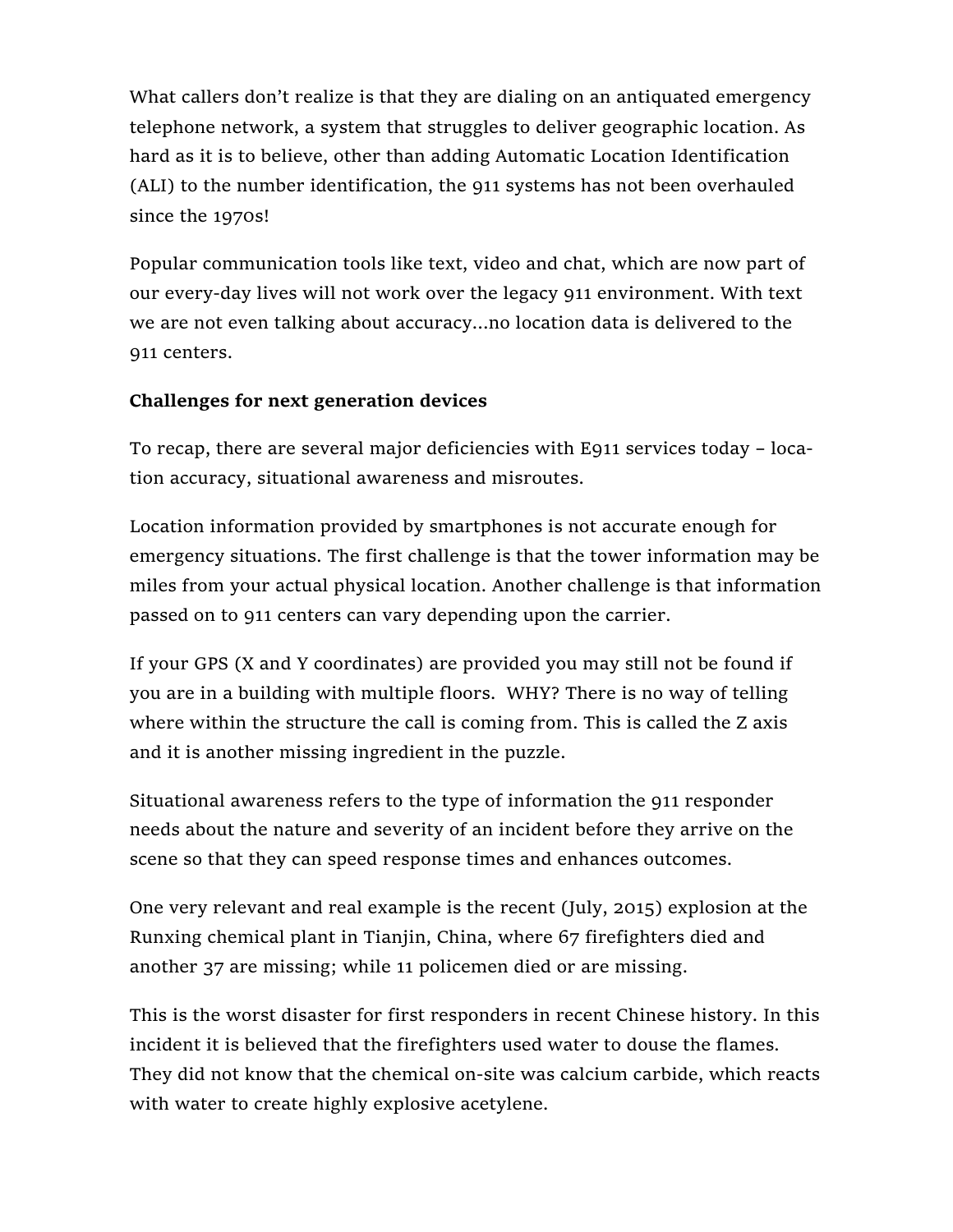What callers don't realize is that they are dialing on an antiquated emergency telephone network, a system that struggles to deliver geographic location. As hard as it is to believe, other than adding Automatic Location Identification (ALI) to the number identification, the 911 systems has not been overhauled since the 1970s!

Popular communication tools like text, video and chat, which are now part of our every-day lives will not work over the legacy 911 environment. With text we are not even talking about accuracy...no location data is delivered to the 911 centers.

**Challenges for next generation devices**

To recap, there are several major deficiencies with E911 services today – location accuracy, situational awareness and misroutes.

Location information provided by smartphones is not accurate enough for emergency situations. The first challenge is that the tower information may be miles from your actual physical location. Another challenge is that information passed on to 911 centers can vary depending upon the carrier.

If your GPS (X and Y coordinates) are provided you may still not be found if you are in a building with multiple floors.  WHY? There is no way of telling where within the structure the call is coming from. This is called the Z axis and it is another missing ingredient in the puzzle.

Situational awareness refers to the type of information the 911 responder needs about the nature and severity of an incident before they arrive on the scene so that they can speed response times and enhances outcomes.

One very relevant and real example is the recent (July, 2015) explosion at the Runxing chemical plant in Tianjin, China, where 67 firefighters died and another 37 are missing; while 11 policemen died or are missing.

This is the worst disaster for first responders in recent Chinese history. In this incident it is believed that the firefighters used water to douse the flames. They did not know that the chemical on-site was calcium carbide, which reacts with water to create highly explosive acetylene.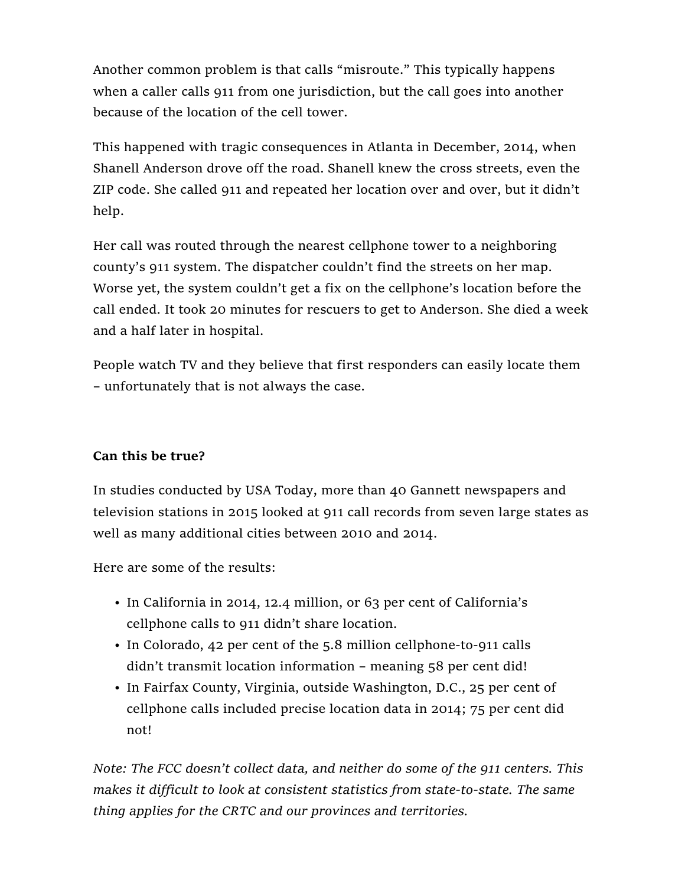Another common problem is that calls “misroute.” This typically happens when a caller calls 911 from one jurisdiction, but the call goes into another because of the location of the cell tower.

This happened with tragic consequences in Atlanta in December, 2014, when Shanell Anderson drove off the road. Shanell knew the cross streets, even the ZIP code. She called 911 and repeated her location over and over, but it didn’t help.

Her call was routed through the nearest cellphone tower to a neighboring county’s 911 system. The dispatcher couldn’t find the streets on her map. Worse yet, the system couldn’t get a fix on the cellphone’s location before the call ended. It took 20 minutes for rescuers to get to Anderson. She died a week and a half later in hospital.

People watch TV and they believe that first responders can easily locate them – unfortunately that is not always the case.

**Can this be true?**

In studies conducted by USA Today, more than 40 Gannett newspapers and television stations in 2015 looked at 911 call records from seven large states as well as many additional cities between 2010 and 2014.

Here are some of the results:

- In California in 2014, 12.4 million, or 63 per cent of California’s cellphone calls to 911 didn’t share location.
- In Colorado, 42 per cent of the 5.8 million cellphone-to-911 calls didn’t transmit location information – meaning 58 per cent did!
- In Fairfax County, Virginia, outside Washington, D.C., 25 per cent of cellphone calls included precise location data in 2014; 75 per cent did not!

*Note: The FCC doesn’t collect data, and neither do some of the 911 centers. This makes it difficult to look at consistent statistics from state-to-state. The same thing applies for the CRTC and our provinces and territories.*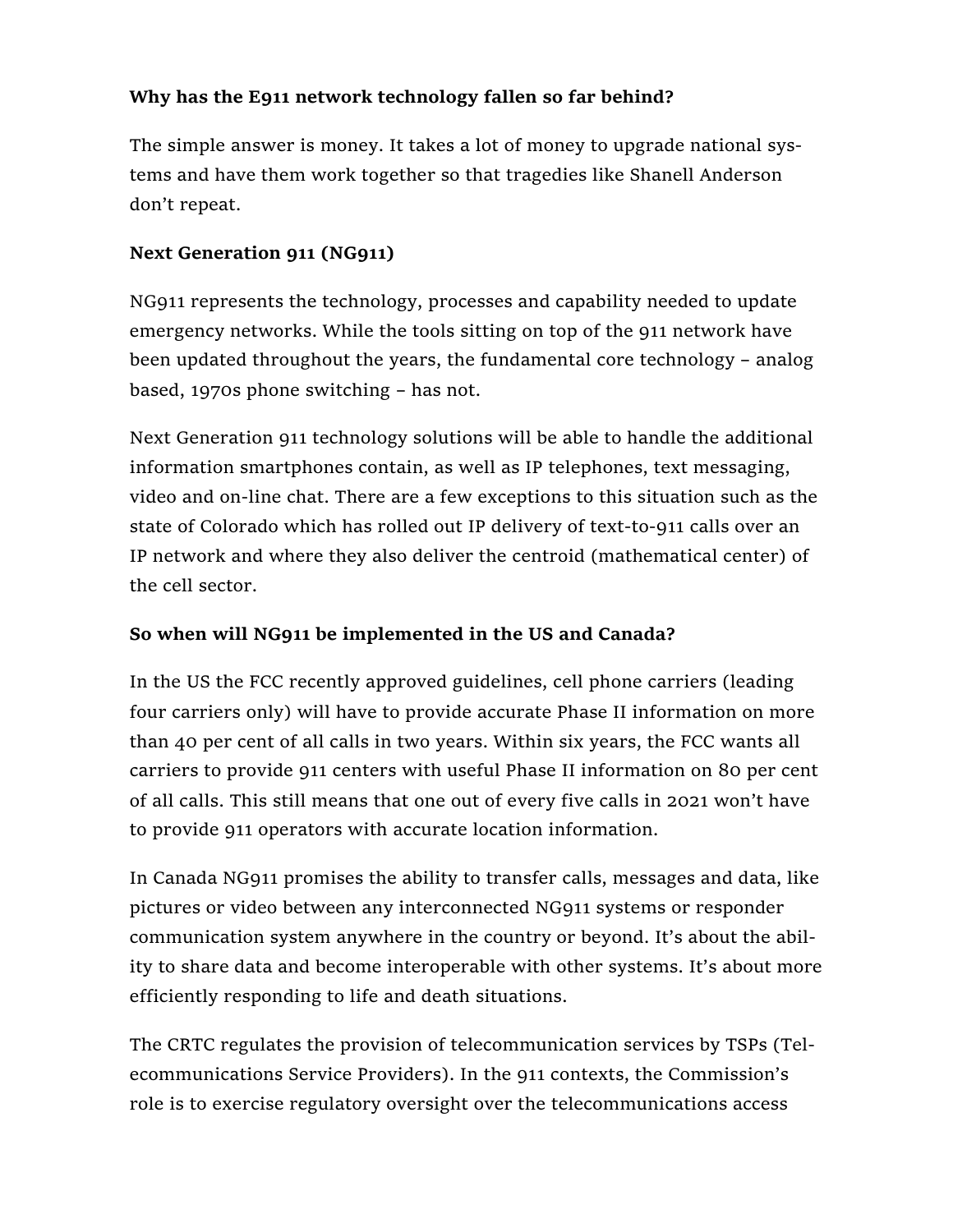**Why has the E911 network technology fallen so far behind?**

The simple answer is money. It takes a lot of money to upgrade national systems and have them work together so that tragedies like Shanell Anderson don't repeat.

**Next Generation 911 (NG911)**

NG911 represents the technology, processes and capability needed to update emergency networks. While the tools sitting on top of the 911 network have been updated throughout the years, the fundamental core technology – analog based, 1970s phone switching – has not.

Next Generation 911 technology solutions will be able to handle the additional information smartphones contain, as well as IP telephones, text messaging, video and on-line chat. There are a few exceptions to this situation such as the state of Colorado which has rolled out IP delivery of text-to-911 calls over an IP network and where they also deliver the centroid (mathematical center) of the cell sector.

**So when will NG911 be implemented in the US and Canada?**

In the US the FCC recently approved guidelines, cell phone carriers (leading four carriers only) will have to provide accurate Phase II information on more than 40 per cent of all calls in two years. Within six years, the FCC wants all carriers to provide 911 centers with useful Phase II information on 80 per cent of all calls. This still means that one out of every five calls in 2021 won't have to provide 911 operators with accurate location information.

In Canada NG911 promises the ability to transfer calls, messages and data, like pictures or video between any interconnected NG911 systems or responder communication system anywhere in the country or beyond. It's about the ability to share data and become interoperable with other systems. It's about more efficiently responding to life and death situations.

The CRTC regulates the provision of telecommunication services by TSPs (Telecommunications Service Providers). In the 911 contexts, the Commission's role is to exercise regulatory oversight over the telecommunications access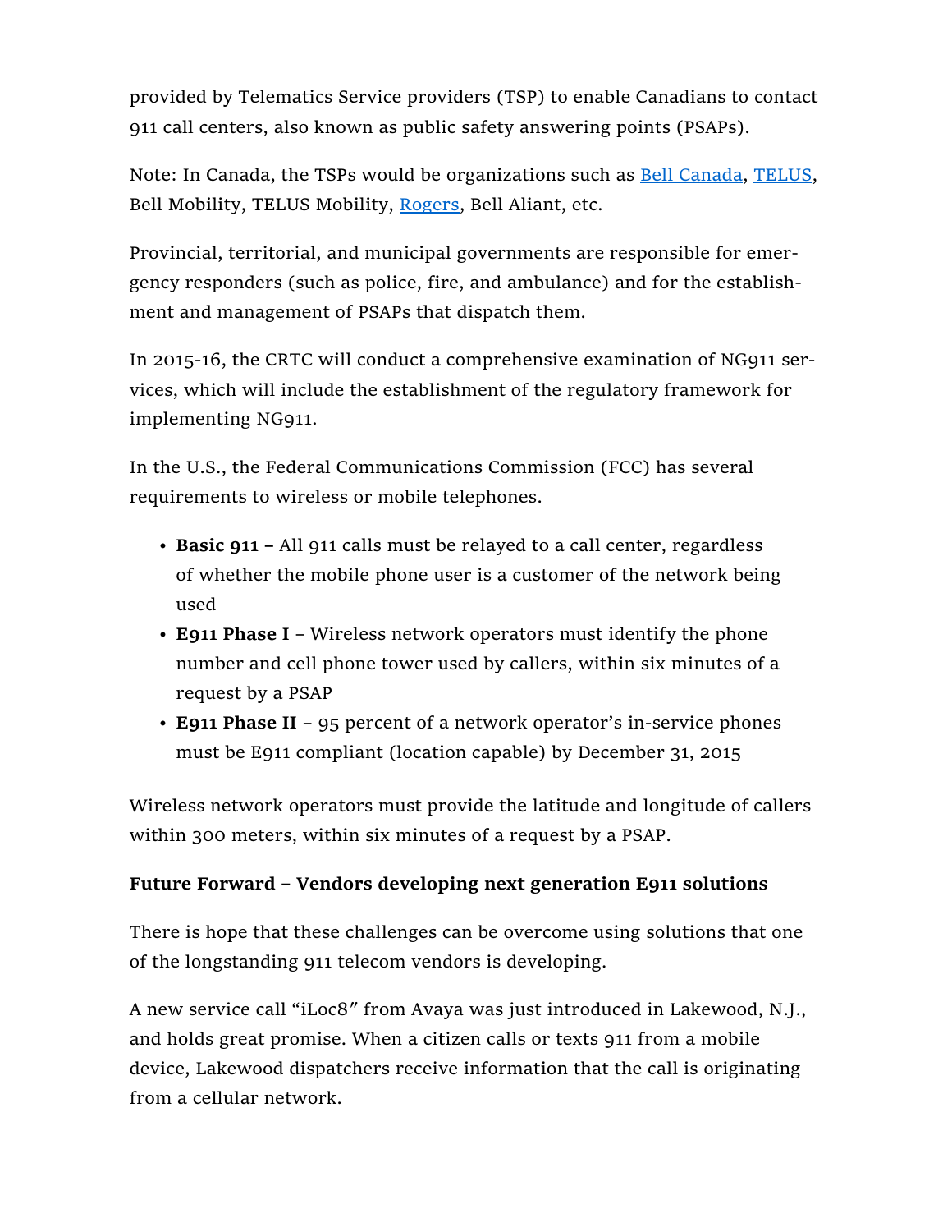provided by Telematics Service providers (TSP) to enable Canadians to contact 911 call centers, also known as public safety answering points (PSAPs).

Note: In Canada, the TSPs would be organizations such as Bell Canada, TELUS, Bell Mobility, TELUS Mobility, Rogers, Bell Aliant, etc.

Provincial, territorial, and municipal governments are responsible for emergency responders (such as police, fire, and ambulance) and for the establishment and management of PSAPs that dispatch them.

In 2015-16, the CRTC will conduct a comprehensive examination of NG911 services, which will include the establishment of the regulatory framework for implementing NG911.

In the U.S., the Federal Communications Commission (FCC) has several requirements to wireless or mobile telephones.

- **Basic 911 –** All 911 calls must be relayed to a call center, regardless of whether the mobile phone user is a customer of the network being used
- **E911 Phase I** – Wireless network operators must identify the phone number and cell phone tower used by callers, within six minutes of a request by a PSAP
- **E911 Phase II** – 95 percent of a network operator's in-service phones must be E911 compliant (location capable) by December 31, 2015

Wireless network operators must provide the latitude and longitude of callers within 300 meters, within six minutes of a request by a PSAP.

**Future Forward – Vendors developing next generation E911 solutions**

There is hope that these challenges can be overcome using solutions that one of the longstanding 911 telecom vendors is developing.

A new service call "iLoc8" from Avaya was just introduced in Lakewood, N.J., and holds great promise. When a citizen calls or texts 911 from a mobile device, Lakewood dispatchers receive information that the call is originating from a cellular network.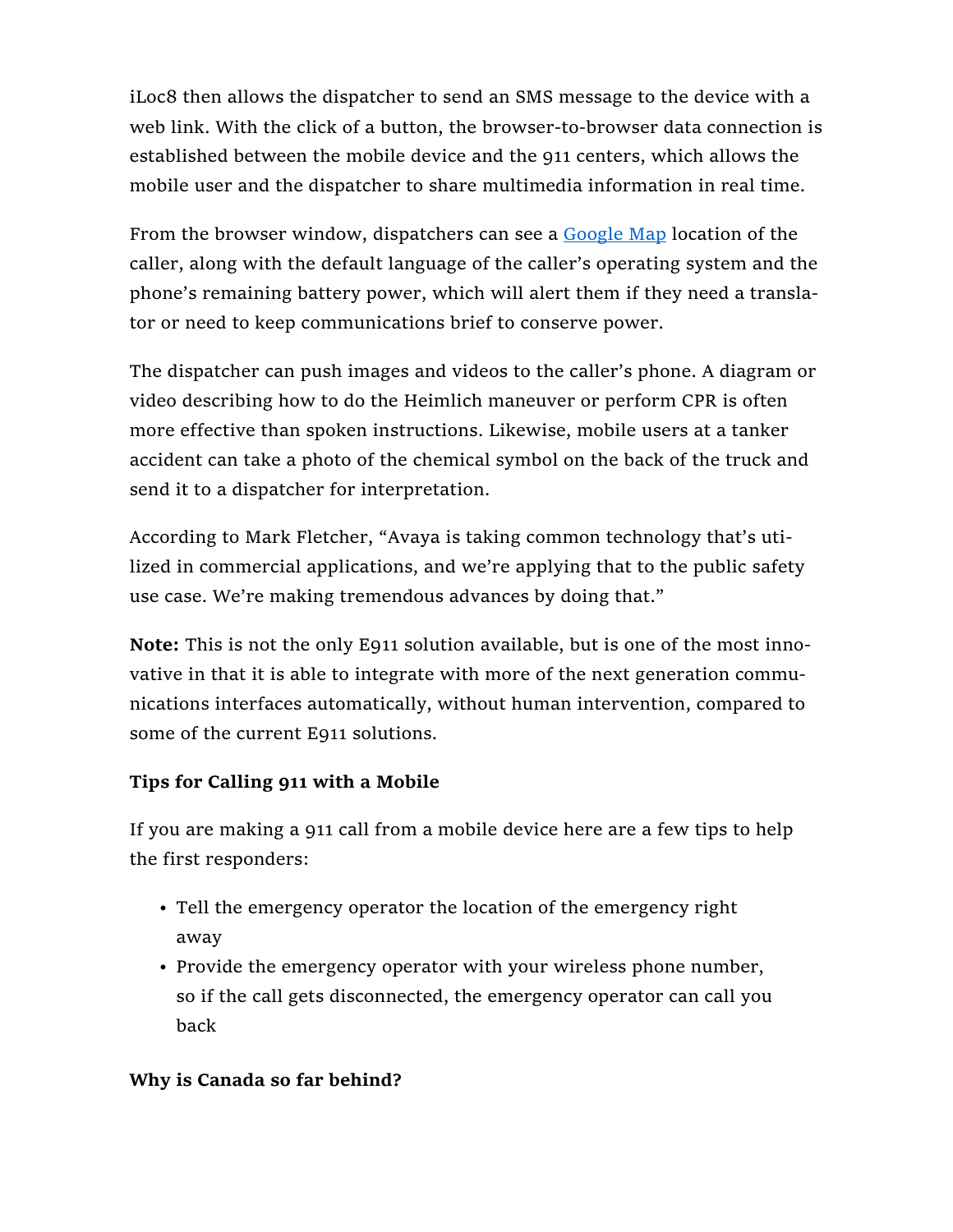iLoc8 then allows the dispatcher to send an SMS message to the device with a web link. With the click of a button, the browser-to-browser data connection is established between the mobile device and the 911 centers, which allows the mobile user and the dispatcher to share multimedia information in real time.

From the browser window, dispatchers can see a Google Map location of the caller, along with the default language of the caller's operating system and the phone's remaining battery power, which will alert them if they need a translator or need to keep communications brief to conserve power.

The dispatcher can push images and videos to the caller's phone. A diagram or video describing how to do the Heimlich maneuver or perform CPR is often more effective than spoken instructions. Likewise, mobile users at a tanker accident can take a photo of the chemical symbol on the back of the truck and send it to a dispatcher for interpretation.

According to Mark Fletcher, "Avaya is taking common technology that's utilized in commercial applications, and we're applying that to the public safety use case. We're making tremendous advances by doing that."

**Note:** This is not the only E911 solution available, but is one of the most innovative in that it is able to integrate with more of the next generation communications interfaces automatically, without human intervention, compared to some of the current E911 solutions.

**Tips for Calling 911 with a Mobile**

If you are making a 911 call from a mobile device here are a few tips to help the first responders:

- Tell the emergency operator the location of the emergency right away
- Provide the emergency operator with your wireless phone number, so if the call gets disconnected, the emergency operator can call you back

**Why is Canada so far behind?**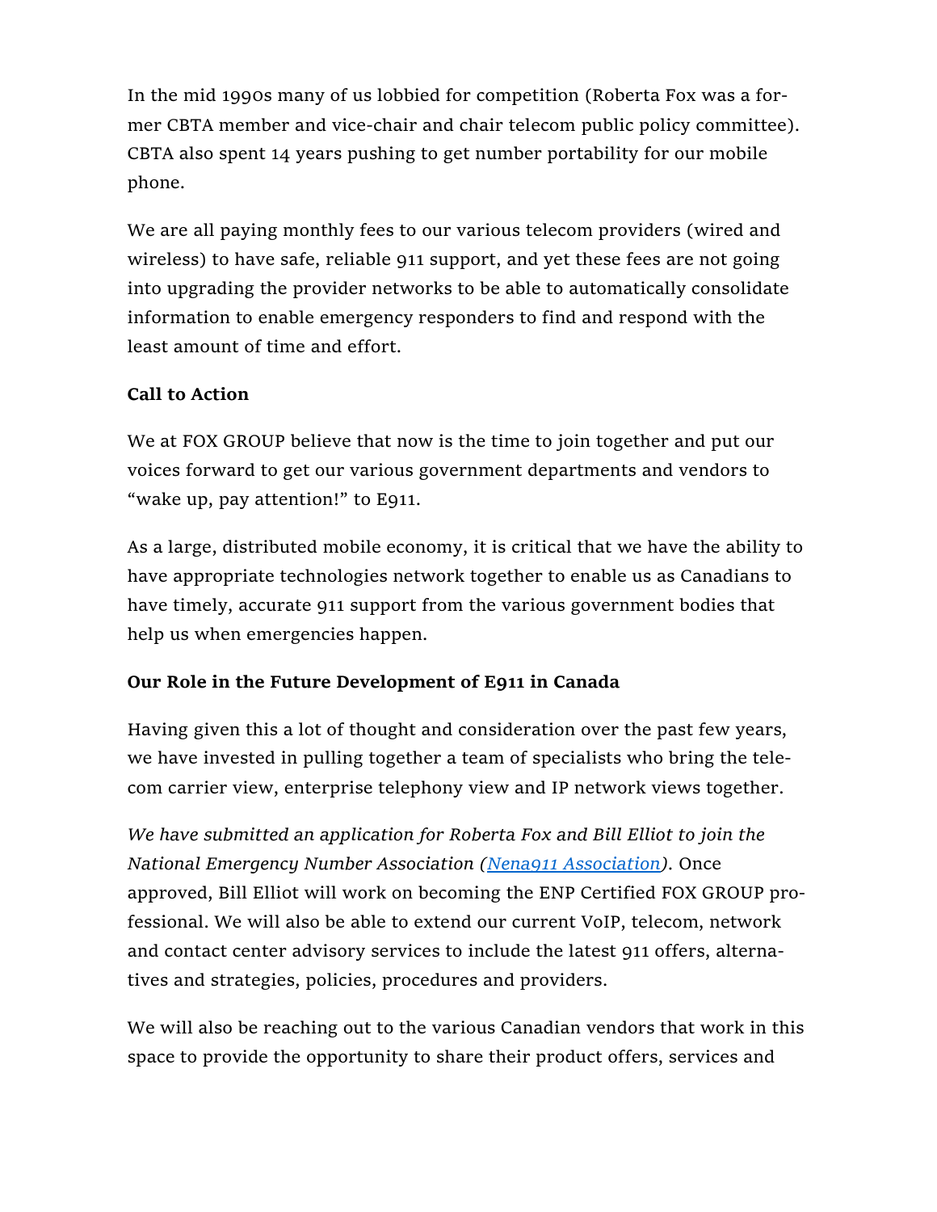In the mid 1990s many of us lobbied for competition (Roberta Fox was a former CBTA member and vice-chair and chair telecom public policy committee). CBTA also spent 14 years pushing to get number portability for our mobile phone.

We are all paying monthly fees to our various telecom providers (wired and wireless) to have safe, reliable 911 support, and yet these fees are not going into upgrading the provider networks to be able to automatically consolidate information to enable emergency responders to find and respond with the least amount of time and effort.

**Call to Action**

We at FOX GROUP believe that now is the time to join together and put our voices forward to get our various government departments and vendors to "wake up, pay attention!" to E911.

As a large, distributed mobile economy, it is critical that we have the ability to have appropriate technologies network together to enable us as Canadians to have timely, accurate 911 support from the various government bodies that help us when emergencies happen.

**Our Role in the Future Development of E911 in Canada**

Having given this a lot of thought and consideration over the past few years, we have invested in pulling together a team of specialists who bring the telecom carrier view, enterprise telephony view and IP network views together.

*We have submitted an application for Roberta Fox and Bill Elliot to join the National Emergency Number Association (Nena911 Association).* Once approved, Bill Elliot will work on becoming the ENP Certified FOX GROUP professional. We will also be able to extend our current VoIP, telecom, network and contact center advisory services to include the latest 911 offers, alternatives and strategies, policies, procedures and providers.

We will also be reaching out to the various Canadian vendors that work in this space to provide the opportunity to share their product offers, services and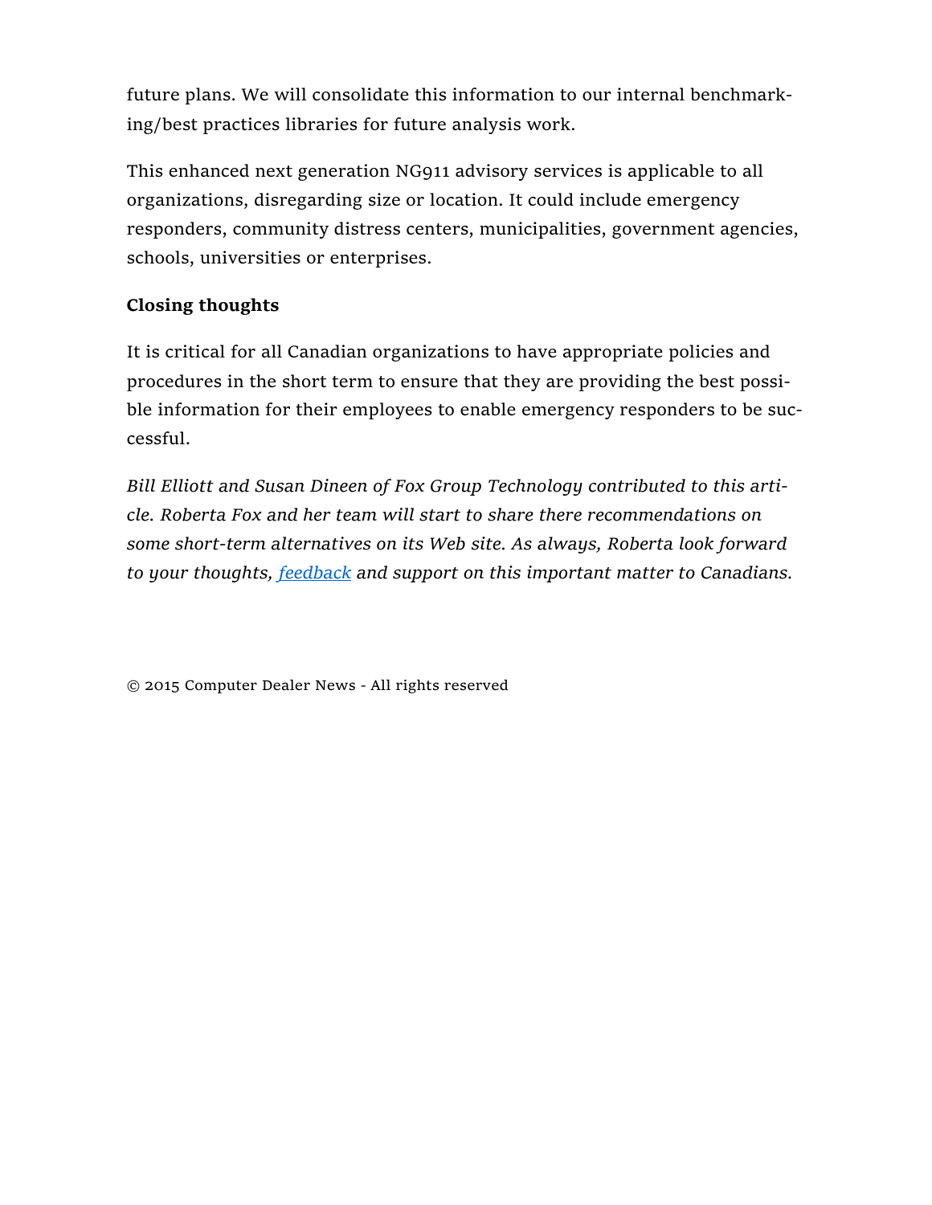future plans. We will consolidate this information to our internal benchmarking/best practices libraries for future analysis work.

This enhanced next generation NG911 advisory services is applicable to all organizations, disregarding size or location. It could include emergency responders, community distress centers, municipalities, government agencies, schools, universities or enterprises.

**Closing thoughts**

It is critical for all Canadian organizations to have appropriate policies and procedures in the short term to ensure that they are providing the best possible information for their employees to enable emergency responders to be successful.

*Bill Elliott and Susan Dineen of Fox Group Technology contributed to this article. Roberta Fox and her team will start to share there recommendations on some short-term alternatives on its Web site. As always, Roberta look forward to your thoughts, feedback and support on this important matter to Canadians.*

© 2015 Computer Dealer News - All rights reserved